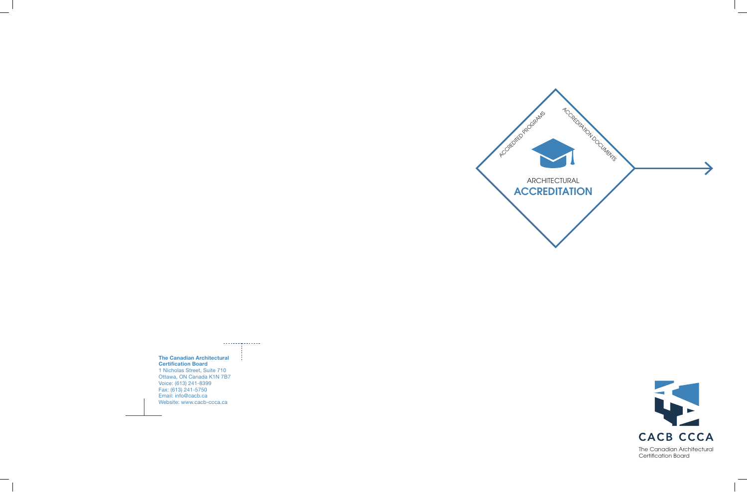ACCREDITED PROGRAMS

ACCREDITATION DOCUMENTS

ARCHITECTURAL

# ACCREDITATION

**The Canadian Architectural Certification Board**
1 Nicholas Street, Suite 710
Ottawa, ON Canada K1N 7B7
Voice: (613) 241-8399
Fax: (613) 241-5750
Email: info@cacb.ca
Website: www.cacb-ccca.ca

CACB CCCA

The Canadian Architectural Certification Board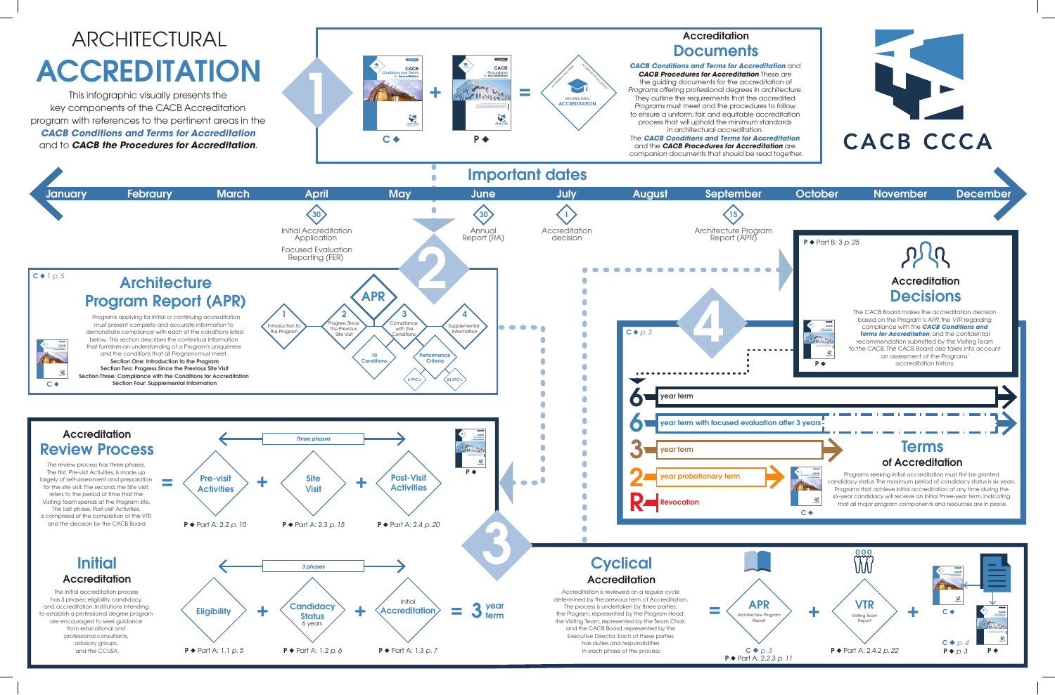# ARCHITECTURAL ACCREDITATION

This infographic visually presents the key components of the CACB Accreditation program with references to the pertinent areas in the ***CACB Conditions and Terms for Accreditation*** and to ***CACB the Procedures for Accreditation***.

CACB CCCA

## 1 Accreditation Documents

C ◆ + P ◆ = ARCHITECTURAL ACCREDITATION

***CACB Conditions and Terms for Accreditation*** and ***CACB Procedures for Accreditation*** These are the guiding documents for the accreditation of *Programs* offering professional degrees in architecture. They outline the requirements that the accredited *Programs* must meet and the procedures to follow to ensure a uniform, fair, and equitable accreditation process that will uphold the minimum standards in architectural accreditation.

The ***CACB Conditions and Terms for Accreditation*** and the ***CACB Procedures for Accreditation*** are companion documents that should be read together.

## Important dates

January | Febraury | March | April | May | June | July | August | September | October | November | December

- April 30: Initial Accreditation Application; Focused Evaluation Reporting (FER)
- June 30: Annual Report (RA)
- July 1: Accreditation decision
- September 15: Architecture Program Report (APR)

## 2 Architecture Program Report (APR)

C ◆ *1 p. 5*

Programs applying for initial or continuing accreditation must present complete and accurate information to demonstrate compliance with each of the conditions listed below. This section describes the contextual information that furnishes an understanding of a Program's uniqueness and the conditions that all Programs must meet.

**Section One: Introduction to the Program**
**Section Two: Progress Since the Previous Site Visit**
**Section Three: Compliance with the Conditions for Accreditation**
**Section Four: Supplemental Information**

C ◆

APR:
1. Introduction to the Program
2. Progress Since the Previous Site Visit
3. Compliance with the Conditions
   - 10 Conditions
   - Performance Criteria
     - 6 PPC's
     - 24 SPC's
4. Supplemental Information

## 3 Accreditation Review Process

The review process has three phases. The first, Pre-visit Activities, is made up largely of self-assessment and preparation for the site visit. The second, the Site Visit, refers to the period of time that the Visiting Team spends at the Program site. The last phase, Post-visit Activities, is comprised of the completion of the VTR and the decision by the CACB Board.

*Three phases*

= Pre-visit Activities + Site Visit + Post-Visit Activities

P ◆ Part A: 2.2 *p. 10* | P ◆ Part A: 2.3 *p. 15* | P ◆ Part A: 2.4 *p. 20*

P ◆

### Initial Accreditation

The initial accreditation process has 3 phases: eligibility, candidacy, and accreditation. Institutions intending to establish a professional degree program are encouraged to seek guidance from educational and professional consultants, advisory groups, and the CCUSA.

*3 phases*

Eligibility + Candidacy Status (6 years) + Initial Accreditation = 3 year term

P ◆ Part A: 1.1 *p. 5* | P ◆ Part A: 1.2 *p. 6* | P ◆ Part A: 1.3 *p. 7*

### Cyclical Accreditation

Accreditation is reviewed on a regular cycle determined by the previous term of Accreditation. The process is undertaken by three parties: the Program, represented by the Program Head; the Visiting Team, represented by the Team Chair; and the CACB Board, represented by the Executive Director. Each of these parties has duties and responsibilities in each phase of the process.

= APR (Architecture Program Report) + VTR (Visiting Team Report) +

C ◆ *p. 3* / P ◆ Part A: 2.2.3 *p. 11* | P ◆ Part A: 2.4.2 *p. 22* | C ◆ / C ◆ *p. 4* / P ◆ *p. 3* | P ◆

## 4 Accreditation Decisions

P ◆ Part B: 3 *p. 25*

The CACB Board makes the accreditation decision based on the Program's *APR*, the *VTR* regarding compliance with the ***CACB Conditions and Terms for Accreditation***, and the confidential recommendation submitted by the Visiting Team to the CACB. The CACB Board also takes into account an assessment of the Programs' accreditation history.

P ◆

C ◆ *p. 3*

### Terms of Accreditation

- 6 year term
- 6 year term with focused evaluation after 3 years
- 3 year term
- 2 year probationary term
- R Revocation

Programs seeking initial accreditation must first be granted candidacy status. The maximum period of candidacy status is six years. Programs that achieve initial accreditation at any time during the six-year candidacy will receive an initial three-year term, indicating that all major program components and resources are in place.

C ◆